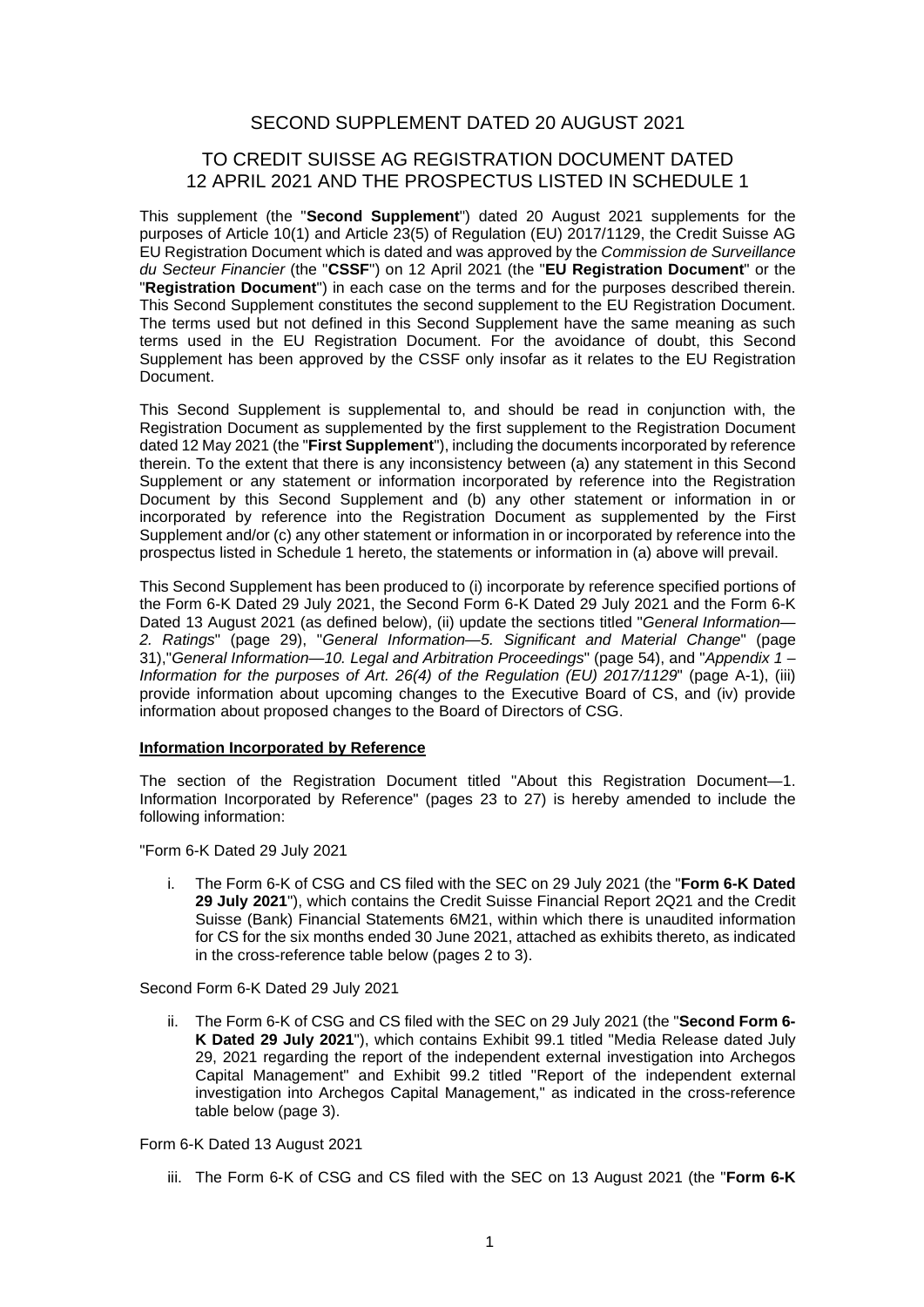# SECOND SUPPLEMENT DATED 20 AUGUST 2021

## TO CREDIT SUISSE AG REGISTRATION DOCUMENT DATED 12 APRIL 2021 AND THE PROSPECTUS LISTED IN SCHEDULE 1

This supplement (the "**Second Supplement**") dated 20 August 2021 supplements for the purposes of Article 10(1) and Article 23(5) of Regulation (EU) 2017/1129, the Credit Suisse AG EU Registration Document which is dated and was approved by the *Commission de Surveillance du Secteur Financier* (the "**CSSF**") on 12 April 2021 (the "**EU Registration Document**" or the "**Registration Document**") in each case on the terms and for the purposes described therein. This Second Supplement constitutes the second supplement to the EU Registration Document. The terms used but not defined in this Second Supplement have the same meaning as such terms used in the EU Registration Document. For the avoidance of doubt, this Second Supplement has been approved by the CSSF only insofar as it relates to the EU Registration Document.

This Second Supplement is supplemental to, and should be read in conjunction with, the Registration Document as supplemented by the first supplement to the Registration Document dated 12 May 2021 (the "**First Supplement**"), including the documents incorporated by reference therein. To the extent that there is any inconsistency between (a) any statement in this Second Supplement or any statement or information incorporated by reference into the Registration Document by this Second Supplement and (b) any other statement or information in or incorporated by reference into the Registration Document as supplemented by the First Supplement and/or (c) any other statement or information in or incorporated by reference into the prospectus listed in Schedule 1 hereto, the statements or information in (a) above will prevail.

This Second Supplement has been produced to (i) incorporate by reference specified portions of the Form 6-K Dated 29 July 2021, the Second Form 6-K Dated 29 July 2021 and the Form 6-K Dated 13 August 2021 (as defined below), (ii) update the sections titled "*General Information—2. Ratings*" (page 29), "*General Information—5. Significant and Material Change*" (page 31),"*General Information—10. Legal and Arbitration Proceedings*" (page 54), and "*Appendix 1 – Information for the purposes of Art. 26(4) of the Regulation (EU) 2017/1129*" (page A-1), (iii) provide information about upcoming changes to the Executive Board of CS, and (iv) provide information about proposed changes to the Board of Directors of CSG.

**Information Incorporated by Reference**

The section of the Registration Document titled "About this Registration Document—1. Information Incorporated by Reference" (pages 23 to 27) is hereby amended to include the following information:

"Form 6-K Dated 29 July 2021

i. The Form 6-K of CSG and CS filed with the SEC on 29 July 2021 (the "**Form 6-K Dated 29 July 2021**"), which contains the Credit Suisse Financial Report 2Q21 and the Credit Suisse (Bank) Financial Statements 6M21, within which there is unaudited information for CS for the six months ended 30 June 2021, attached as exhibits thereto, as indicated in the cross-reference table below (pages 2 to 3).

Second Form 6-K Dated 29 July 2021

ii. The Form 6-K of CSG and CS filed with the SEC on 29 July 2021 (the "**Second Form 6-K Dated 29 July 2021**"), which contains Exhibit 99.1 titled "Media Release dated July 29, 2021 regarding the report of the independent external investigation into Archegos Capital Management" and Exhibit 99.2 titled "Report of the independent external investigation into Archegos Capital Management," as indicated in the cross-reference table below (page 3).

Form 6-K Dated 13 August 2021

iii. The Form 6-K of CSG and CS filed with the SEC on 13 August 2021 (the "**Form 6-K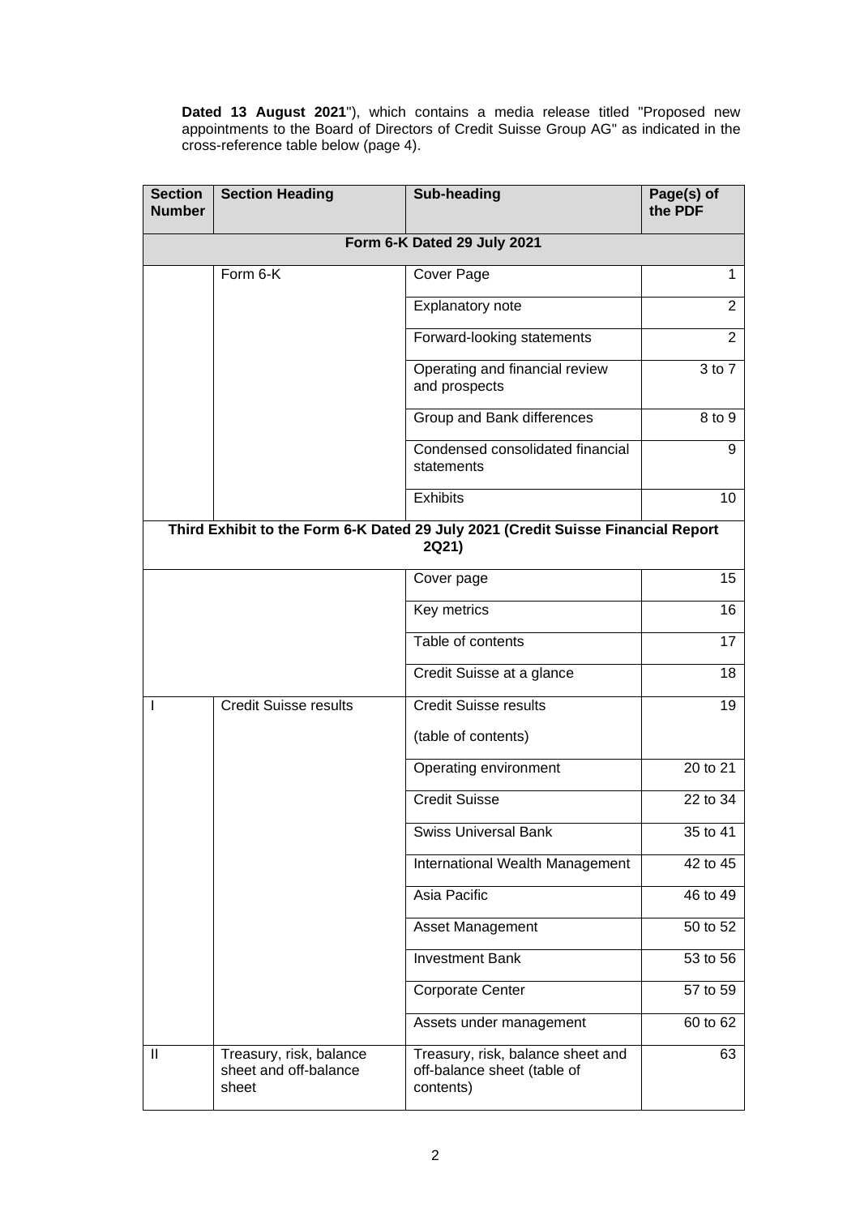**Dated 13 August 2021**"), which contains a media release titled "Proposed new appointments to the Board of Directors of Credit Suisse Group AG" as indicated in the cross-reference table below (page 4).

| Section Number | Section Heading | Sub-heading | Page(s) of the PDF |
|---|---|---|---|
| **Form 6-K Dated 29 July 2021** | | | |
| | Form 6-K | Cover Page | 1 |
| | | Explanatory note | 2 |
| | | Forward-looking statements | 2 |
| | | Operating and financial review and prospects | 3 to 7 |
| | | Group and Bank differences | 8 to 9 |
| | | Condensed consolidated financial statements | 9 |
| | | Exhibits | 10 |
| **Third Exhibit to the Form 6-K Dated 29 July 2021 (Credit Suisse Financial Report 2Q21)** | | | |
| | | Cover page | 15 |
| | | Key metrics | 16 |
| | | Table of contents | 17 |
| | | Credit Suisse at a glance | 18 |
| I | Credit Suisse results | Credit Suisse results (table of contents) | 19 |
| | | Operating environment | 20 to 21 |
| | | Credit Suisse | 22 to 34 |
| | | Swiss Universal Bank | 35 to 41 |
| | | International Wealth Management | 42 to 45 |
| | | Asia Pacific | 46 to 49 |
| | | Asset Management | 50 to 52 |
| | | Investment Bank | 53 to 56 |
| | | Corporate Center | 57 to 59 |
| | | Assets under management | 60 to 62 |
| II | Treasury, risk, balance sheet and off-balance sheet | Treasury, risk, balance sheet and off-balance sheet (table of contents) | 63 |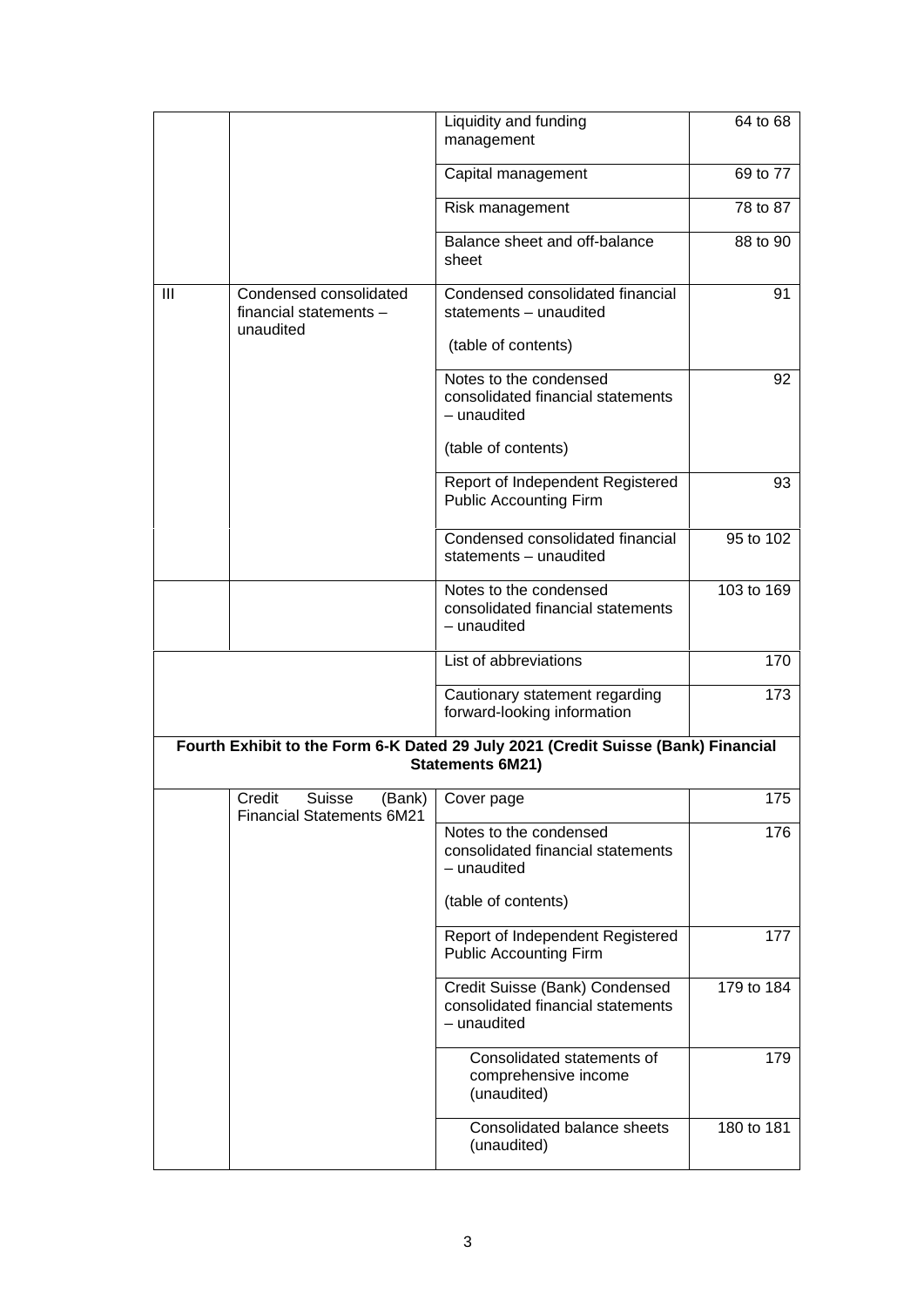| | | | |
|---|---|---|---|
| | | Liquidity and funding management | 64 to 68 |
| | | Capital management | 69 to 77 |
| | | Risk management | 78 to 87 |
| | | Balance sheet and off-balance sheet | 88 to 90 |
| III | Condensed consolidated financial statements – unaudited | Condensed consolidated financial statements – unaudited (table of contents) | 91 |
| | | Notes to the condensed consolidated financial statements – unaudited (table of contents) | 92 |
| | | Report of Independent Registered Public Accounting Firm | 93 |
| | | Condensed consolidated financial statements – unaudited | 95 to 102 |
| | | Notes to the condensed consolidated financial statements – unaudited | 103 to 169 |
| | | List of abbreviations | 170 |
| | | Cautionary statement regarding forward-looking information | 173 |
| **Fourth Exhibit to the Form 6-K Dated 29 July 2021 (Credit Suisse (Bank) Financial Statements 6M21)** | | | |
| | Credit Suisse (Bank) Financial Statements 6M21 | Cover page | 175 |
| | | Notes to the condensed consolidated financial statements – unaudited (table of contents) | 176 |
| | | Report of Independent Registered Public Accounting Firm | 177 |
| | | Credit Suisse (Bank) Condensed consolidated financial statements – unaudited | 179 to 184 |
| | | Consolidated statements of comprehensive income (unaudited) | 179 |
| | | Consolidated balance sheets (unaudited) | 180 to 181 |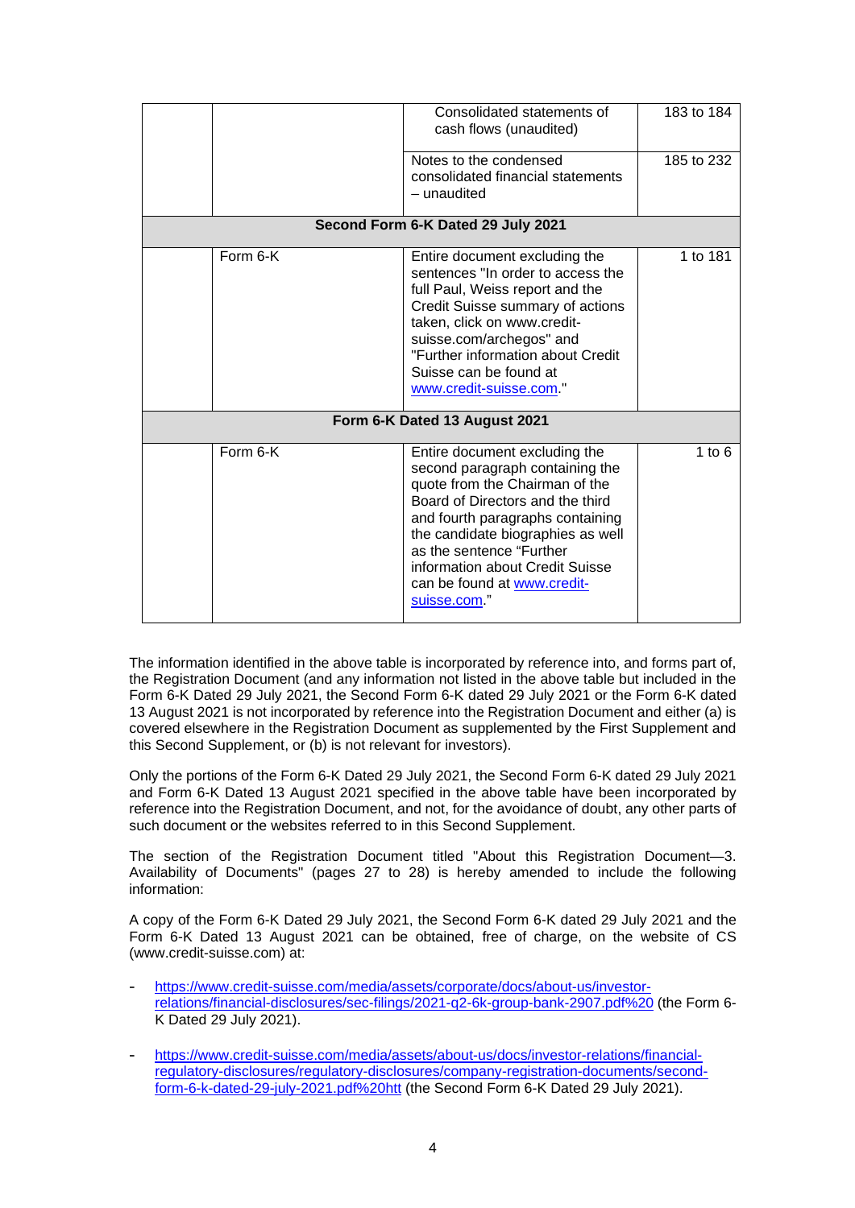| | | | |
|---|---|---|---|
| | | Consolidated statements of cash flows (unaudited) | 183 to 184 |
| | | Notes to the condensed consolidated financial statements – unaudited | 185 to 232 |
| **Second Form 6-K Dated 29 July 2021** | | | |
| | Form 6-K | Entire document excluding the sentences "In order to access the full Paul, Weiss report and the Credit Suisse summary of actions taken, click on www.credit-suisse.com/archegos" and "Further information about Credit Suisse can be found at www.credit-suisse.com." | 1 to 181 |
| **Form 6-K Dated 13 August 2021** | | | |
| | Form 6-K | Entire document excluding the second paragraph containing the quote from the Chairman of the Board of Directors and the third and fourth paragraphs containing the candidate biographies as well as the sentence "Further information about Credit Suisse can be found at www.credit-suisse.com." | 1 to 6 |

The information identified in the above table is incorporated by reference into, and forms part of, the Registration Document (and any information not listed in the above table but included in the Form 6-K Dated 29 July 2021, the Second Form 6-K dated 29 July 2021 or the Form 6-K dated 13 August 2021 is not incorporated by reference into the Registration Document and either (a) is covered elsewhere in the Registration Document as supplemented by the First Supplement and this Second Supplement, or (b) is not relevant for investors).

Only the portions of the Form 6-K Dated 29 July 2021, the Second Form 6-K dated 29 July 2021 and Form 6-K Dated 13 August 2021 specified in the above table have been incorporated by reference into the Registration Document, and not, for the avoidance of doubt, any other parts of such document or the websites referred to in this Second Supplement.

The section of the Registration Document titled "About this Registration Document—3. Availability of Documents" (pages 27 to 28) is hereby amended to include the following information:

A copy of the Form 6-K Dated 29 July 2021, the Second Form 6-K dated 29 July 2021 and the Form 6-K Dated 13 August 2021 can be obtained, free of charge, on the website of CS (www.credit-suisse.com) at:

- https://www.credit-suisse.com/media/assets/corporate/docs/about-us/investor-relations/financial-disclosures/sec-filings/2021-q2-6k-group-bank-2907.pdf%20 (the Form 6-K Dated 29 July 2021).
- https://www.credit-suisse.com/media/assets/about-us/docs/investor-relations/financial-regulatory-disclosures/regulatory-disclosures/company-registration-documents/second-form-6-k-dated-29-july-2021.pdf%20htt (the Second Form 6-K Dated 29 July 2021).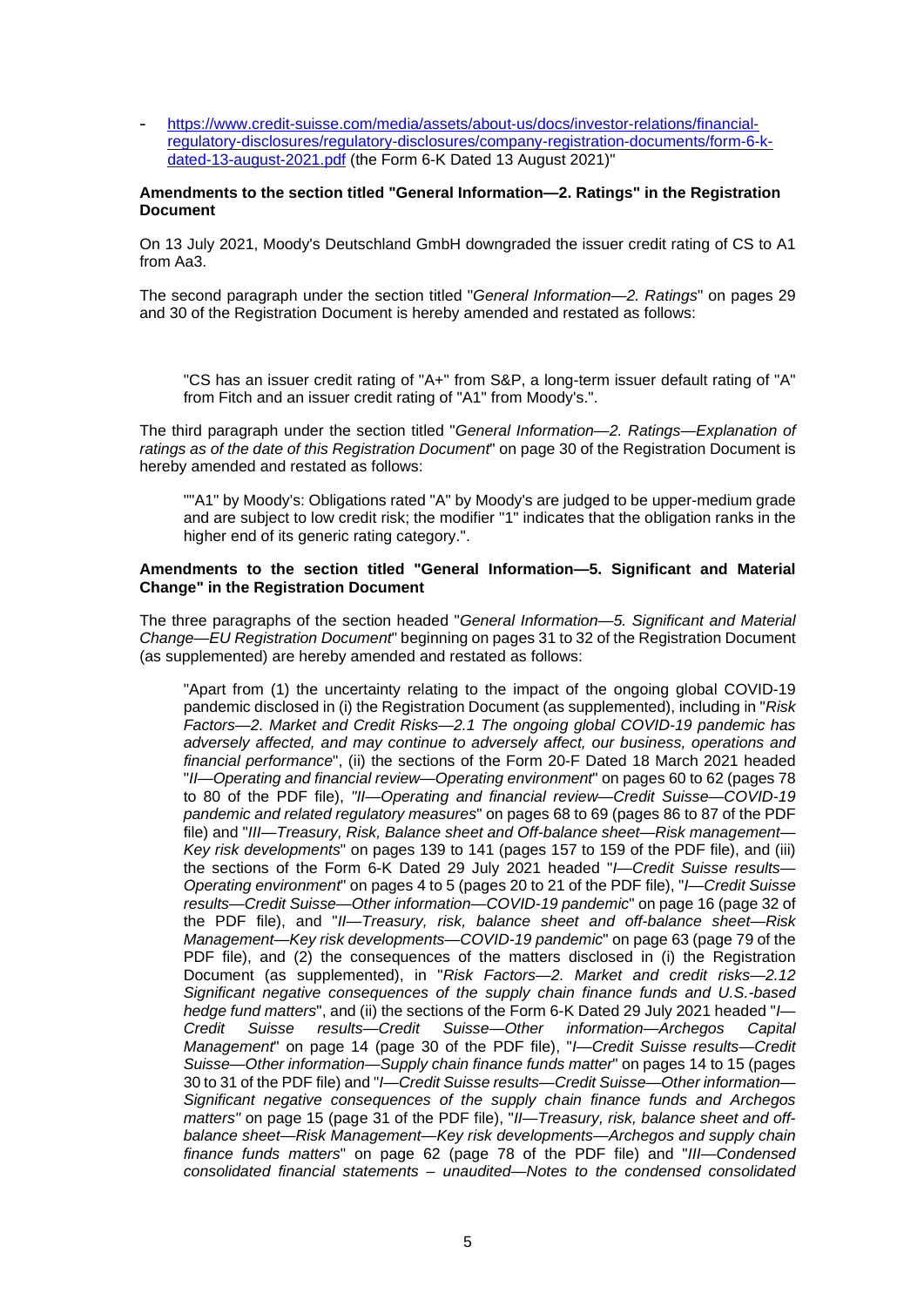- https://www.credit-suisse.com/media/assets/about-us/docs/investor-relations/financial-regulatory-disclosures/regulatory-disclosures/company-registration-documents/form-6-k-dated-13-august-2021.pdf (the Form 6-K Dated 13 August 2021)"

**Amendments to the section titled "General Information—2. Ratings" in the Registration Document**

On 13 July 2021, Moody's Deutschland GmbH downgraded the issuer credit rating of CS to A1 from Aa3.

The second paragraph under the section titled "*General Information—2. Ratings*" on pages 29 and 30 of the Registration Document is hereby amended and restated as follows:

> "CS has an issuer credit rating of "A+" from S&P, a long-term issuer default rating of "A" from Fitch and an issuer credit rating of "A1" from Moody's.".

The third paragraph under the section titled "*General Information—2. Ratings—Explanation of ratings as of the date of this Registration Document*" on page 30 of the Registration Document is hereby amended and restated as follows:

> ""A1" by Moody's: Obligations rated "A" by Moody's are judged to be upper-medium grade and are subject to low credit risk; the modifier "1" indicates that the obligation ranks in the higher end of its generic rating category.".

**Amendments to the section titled "General Information—5. Significant and Material Change" in the Registration Document**

The three paragraphs of the section headed "*General Information—5. Significant and Material Change—EU Registration Document*" beginning on pages 31 to 32 of the Registration Document (as supplemented) are hereby amended and restated as follows:

> "Apart from (1) the uncertainty relating to the impact of the ongoing global COVID-19 pandemic disclosed in (i) the Registration Document (as supplemented), including in "*Risk Factors—2. Market and Credit Risks—2.1 The ongoing global COVID-19 pandemic has adversely affected, and may continue to adversely affect, our business, operations and financial performance*", (ii) the sections of the Form 20-F Dated 18 March 2021 headed "*II—Operating and financial review—Operating environment*" on pages 60 to 62 (pages 78 to 80 of the PDF file), "*II—Operating and financial review—Credit Suisse—COVID-19 pandemic and related regulatory measures*" on pages 68 to 69 (pages 86 to 87 of the PDF file) and "*III—Treasury, Risk, Balance sheet and Off-balance sheet—Risk management—Key risk developments*" on pages 139 to 141 (pages 157 to 159 of the PDF file), and (iii) the sections of the Form 6-K Dated 29 July 2021 headed "*I—Credit Suisse results—Operating environment*" on pages 4 to 5 (pages 20 to 21 of the PDF file), "*I—Credit Suisse results—Credit Suisse—Other information—COVID-19 pandemic*" on page 16 (page 32 of the PDF file), and "*II—Treasury, risk, balance sheet and off-balance sheet—Risk Management—Key risk developments—COVID-19 pandemic*" on page 63 (page 79 of the PDF file), and (2) the consequences of the matters disclosed in (i) the Registration Document (as supplemented), in "*Risk Factors—2. Market and credit risks—2.12 Significant negative consequences of the supply chain finance funds and U.S.-based hedge fund matters*", and (ii) the sections of the Form 6-K Dated 29 July 2021 headed "*I—Credit Suisse results—Credit Suisse—Other information—Archegos Capital Management*" on page 14 (page 30 of the PDF file), "*I—Credit Suisse results—Credit Suisse—Other information—Supply chain finance funds matter*" on pages 14 to 15 (pages 30 to 31 of the PDF file) and "*I—Credit Suisse results—Credit Suisse—Other information—Significant negative consequences of the supply chain finance funds and Archegos matters"* on page 15 (page 31 of the PDF file), "*II—Treasury, risk, balance sheet and off-balance sheet—Risk Management—Key risk developments—Archegos and supply chain finance funds matters*" on page 62 (page 78 of the PDF file) and "*III—Condensed consolidated financial statements – unaudited—Notes to the condensed consolidated*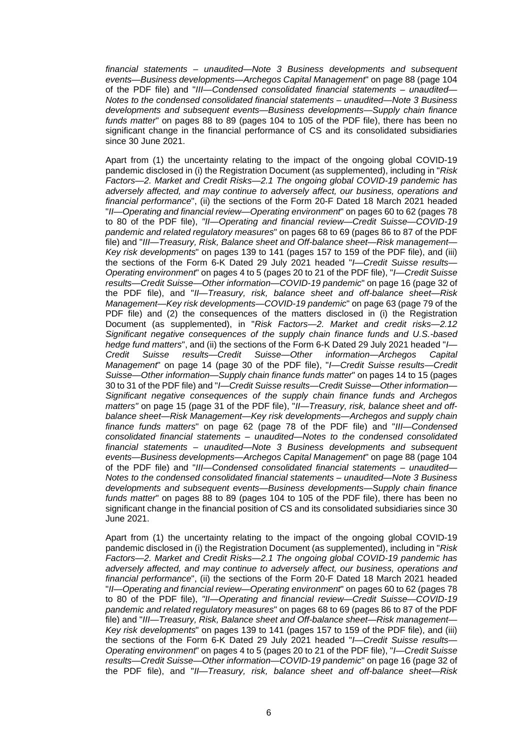*financial statements – unaudited—Note 3 Business developments and subsequent events—Business developments—Archegos Capital Management*" on page 88 (page 104 of the PDF file) and "*III—Condensed consolidated financial statements – unaudited—Notes to the condensed consolidated financial statements – unaudited—Note 3 Business developments and subsequent events—Business developments—Supply chain finance funds matter*" on pages 88 to 89 (pages 104 to 105 of the PDF file), there has been no significant change in the financial performance of CS and its consolidated subsidiaries since 30 June 2021.

Apart from (1) the uncertainty relating to the impact of the ongoing global COVID-19 pandemic disclosed in (i) the Registration Document (as supplemented), including in "*Risk Factors—2. Market and Credit Risks—2.1 The ongoing global COVID-19 pandemic has adversely affected, and may continue to adversely affect, our business, operations and financial performance*", (ii) the sections of the Form 20-F Dated 18 March 2021 headed "*II—Operating and financial review—Operating environment*" on pages 60 to 62 (pages 78 to 80 of the PDF file), "*II—Operating and financial review—Credit Suisse—COVID-19 pandemic and related regulatory measures*" on pages 68 to 69 (pages 86 to 87 of the PDF file) and "*III—Treasury, Risk, Balance sheet and Off-balance sheet—Risk management—Key risk developments*" on pages 139 to 141 (pages 157 to 159 of the PDF file), and (iii) the sections of the Form 6-K Dated 29 July 2021 headed "*I—Credit Suisse results—Operating environment*" on pages 4 to 5 (pages 20 to 21 of the PDF file), "*I—Credit Suisse results—Credit Suisse—Other information—COVID-19 pandemic*" on page 16 (page 32 of the PDF file), and "*II—Treasury, risk, balance sheet and off-balance sheet—Risk Management—Key risk developments—COVID-19 pandemic*" on page 63 (page 79 of the PDF file) and (2) the consequences of the matters disclosed in (i) the Registration Document (as supplemented), in "*Risk Factors—2. Market and credit risks—2.12 Significant negative consequences of the supply chain finance funds and U.S.-based hedge fund matters*", and (ii) the sections of the Form 6-K Dated 29 July 2021 headed "*I—Credit Suisse results—Credit Suisse—Other information—Archegos Capital Management*" on page 14 (page 30 of the PDF file), "*I—Credit Suisse results—Credit Suisse—Other information—Supply chain finance funds matter*" on pages 14 to 15 (pages 30 to 31 of the PDF file) and "*I—Credit Suisse results—Credit Suisse—Other information—Significant negative consequences of the supply chain finance funds and Archegos matters"* on page 15 (page 31 of the PDF file), "*II—Treasury, risk, balance sheet and off-balance sheet—Risk Management—Key risk developments—Archegos and supply chain finance funds matters*" on page 62 (page 78 of the PDF file) and "*III—Condensed consolidated financial statements – unaudited—Notes to the condensed consolidated financial statements – unaudited—Note 3 Business developments and subsequent events—Business developments—Archegos Capital Management*" on page 88 (page 104 of the PDF file) and "*III—Condensed consolidated financial statements – unaudited—Notes to the condensed consolidated financial statements – unaudited—Note 3 Business developments and subsequent events—Business developments—Supply chain finance funds matter*" on pages 88 to 89 (pages 104 to 105 of the PDF file), there has been no significant change in the financial position of CS and its consolidated subsidiaries since 30 June 2021.

Apart from (1) the uncertainty relating to the impact of the ongoing global COVID-19 pandemic disclosed in (i) the Registration Document (as supplemented), including in "*Risk Factors—2. Market and Credit Risks—2.1 The ongoing global COVID-19 pandemic has adversely affected, and may continue to adversely affect, our business, operations and financial performance*", (ii) the sections of the Form 20-F Dated 18 March 2021 headed "*II—Operating and financial review—Operating environment*" on pages 60 to 62 (pages 78 to 80 of the PDF file), "*II—Operating and financial review—Credit Suisse—COVID-19 pandemic and related regulatory measures*" on pages 68 to 69 (pages 86 to 87 of the PDF file) and "*III—Treasury, Risk, Balance sheet and Off-balance sheet—Risk management—Key risk developments*" on pages 139 to 141 (pages 157 to 159 of the PDF file), and (iii) the sections of the Form 6-K Dated 29 July 2021 headed "*I—Credit Suisse results—Operating environment*" on pages 4 to 5 (pages 20 to 21 of the PDF file), "*I—Credit Suisse results—Credit Suisse—Other information—COVID-19 pandemic*" on page 16 (page 32 of the PDF file), and "*II—Treasury, risk, balance sheet and off-balance sheet—Risk*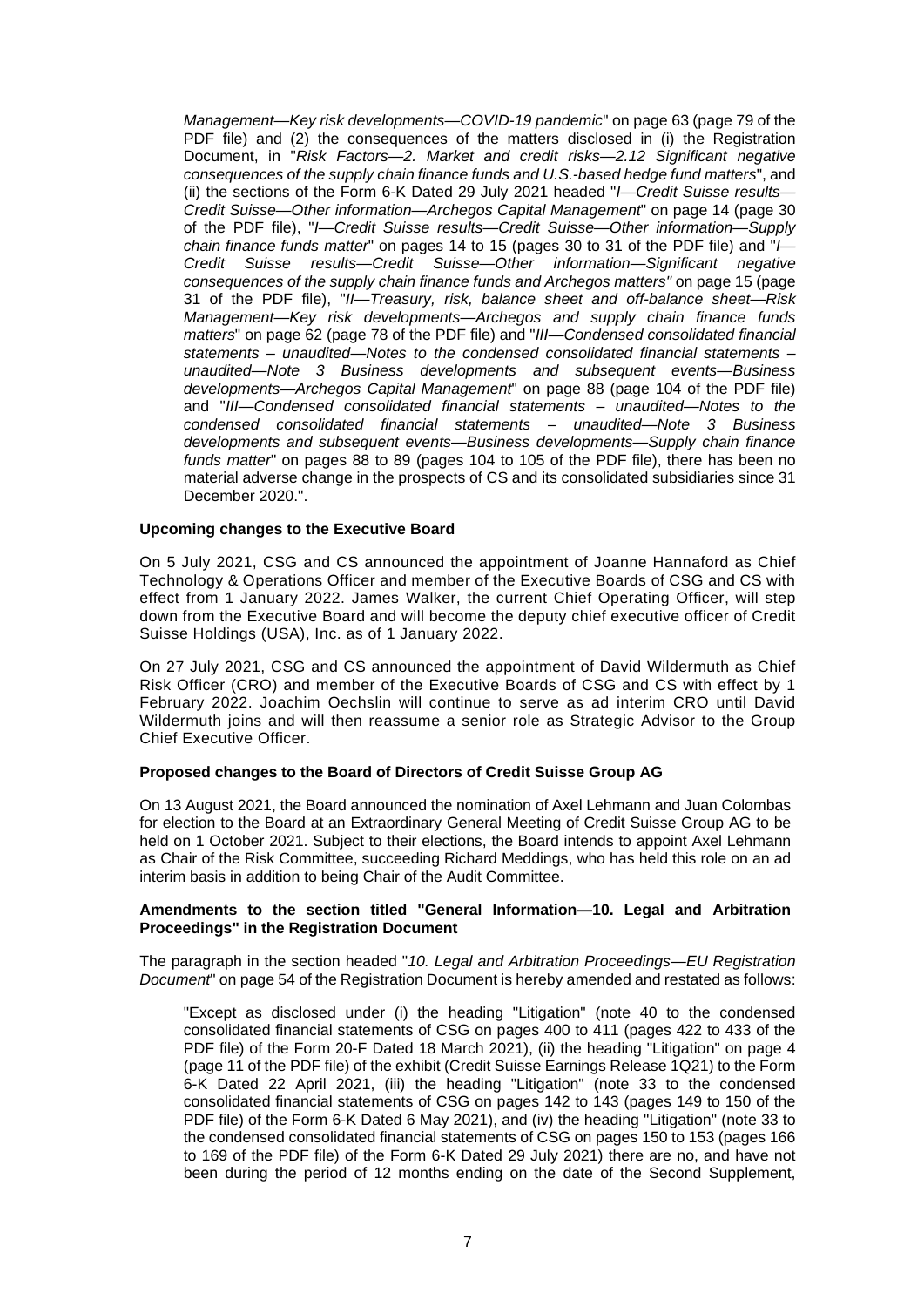*Management—Key risk developments—COVID-19 pandemic*" on page 63 (page 79 of the PDF file) and (2) the consequences of the matters disclosed in (i) the Registration Document, in "*Risk Factors—2. Market and credit risks—2.12 Significant negative consequences of the supply chain finance funds and U.S.-based hedge fund matters*", and (ii) the sections of the Form 6-K Dated 29 July 2021 headed "*I—Credit Suisse results—Credit Suisse—Other information—Archegos Capital Management*" on page 14 (page 30 of the PDF file), "*I—Credit Suisse results—Credit Suisse—Other information—Supply chain finance funds matter*" on pages 14 to 15 (pages 30 to 31 of the PDF file) and "*I—Credit Suisse results—Credit Suisse—Other information—Significant negative consequences of the supply chain finance funds and Archegos matters"* on page 15 (page 31 of the PDF file), "*II—Treasury, risk, balance sheet and off-balance sheet—Risk Management—Key risk developments—Archegos and supply chain finance funds matters*" on page 62 (page 78 of the PDF file) and "*III—Condensed consolidated financial statements – unaudited—Notes to the condensed consolidated financial statements – unaudited—Note 3 Business developments and subsequent events—Business developments—Archegos Capital Management*" on page 88 (page 104 of the PDF file) and "*III—Condensed consolidated financial statements – unaudited—Notes to the condensed consolidated financial statements – unaudited—Note 3 Business developments and subsequent events—Business developments—Supply chain finance funds matter*" on pages 88 to 89 (pages 104 to 105 of the PDF file), there has been no material adverse change in the prospects of CS and its consolidated subsidiaries since 31 December 2020.".

**Upcoming changes to the Executive Board**

On 5 July 2021, CSG and CS announced the appointment of Joanne Hannaford as Chief Technology & Operations Officer and member of the Executive Boards of CSG and CS with effect from 1 January 2022. James Walker, the current Chief Operating Officer, will step down from the Executive Board and will become the deputy chief executive officer of Credit Suisse Holdings (USA), Inc. as of 1 January 2022.

On 27 July 2021, CSG and CS announced the appointment of David Wildermuth as Chief Risk Officer (CRO) and member of the Executive Boards of CSG and CS with effect by 1 February 2022. Joachim Oechslin will continue to serve as ad interim CRO until David Wildermuth joins and will then reassume a senior role as Strategic Advisor to the Group Chief Executive Officer.

**Proposed changes to the Board of Directors of Credit Suisse Group AG**

On 13 August 2021, the Board announced the nomination of Axel Lehmann and Juan Colombas for election to the Board at an Extraordinary General Meeting of Credit Suisse Group AG to be held on 1 October 2021. Subject to their elections, the Board intends to appoint Axel Lehmann as Chair of the Risk Committee, succeeding Richard Meddings, who has held this role on an ad interim basis in addition to being Chair of the Audit Committee.

**Amendments to the section titled "General Information—10. Legal and Arbitration Proceedings" in the Registration Document**

The paragraph in the section headed "*10. Legal and Arbitration Proceedings—EU Registration Document*" on page 54 of the Registration Document is hereby amended and restated as follows:

"Except as disclosed under (i) the heading "Litigation" (note 40 to the condensed consolidated financial statements of CSG on pages 400 to 411 (pages 422 to 433 of the PDF file) of the Form 20-F Dated 18 March 2021), (ii) the heading "Litigation" on page 4 (page 11 of the PDF file) of the exhibit (Credit Suisse Earnings Release 1Q21) to the Form 6-K Dated 22 April 2021, (iii) the heading "Litigation" (note 33 to the condensed consolidated financial statements of CSG on pages 142 to 143 (pages 149 to 150 of the PDF file) of the Form 6-K Dated 6 May 2021), and (iv) the heading "Litigation" (note 33 to the condensed consolidated financial statements of CSG on pages 150 to 153 (pages 166 to 169 of the PDF file) of the Form 6-K Dated 29 July 2021) there are no, and have not been during the period of 12 months ending on the date of the Second Supplement,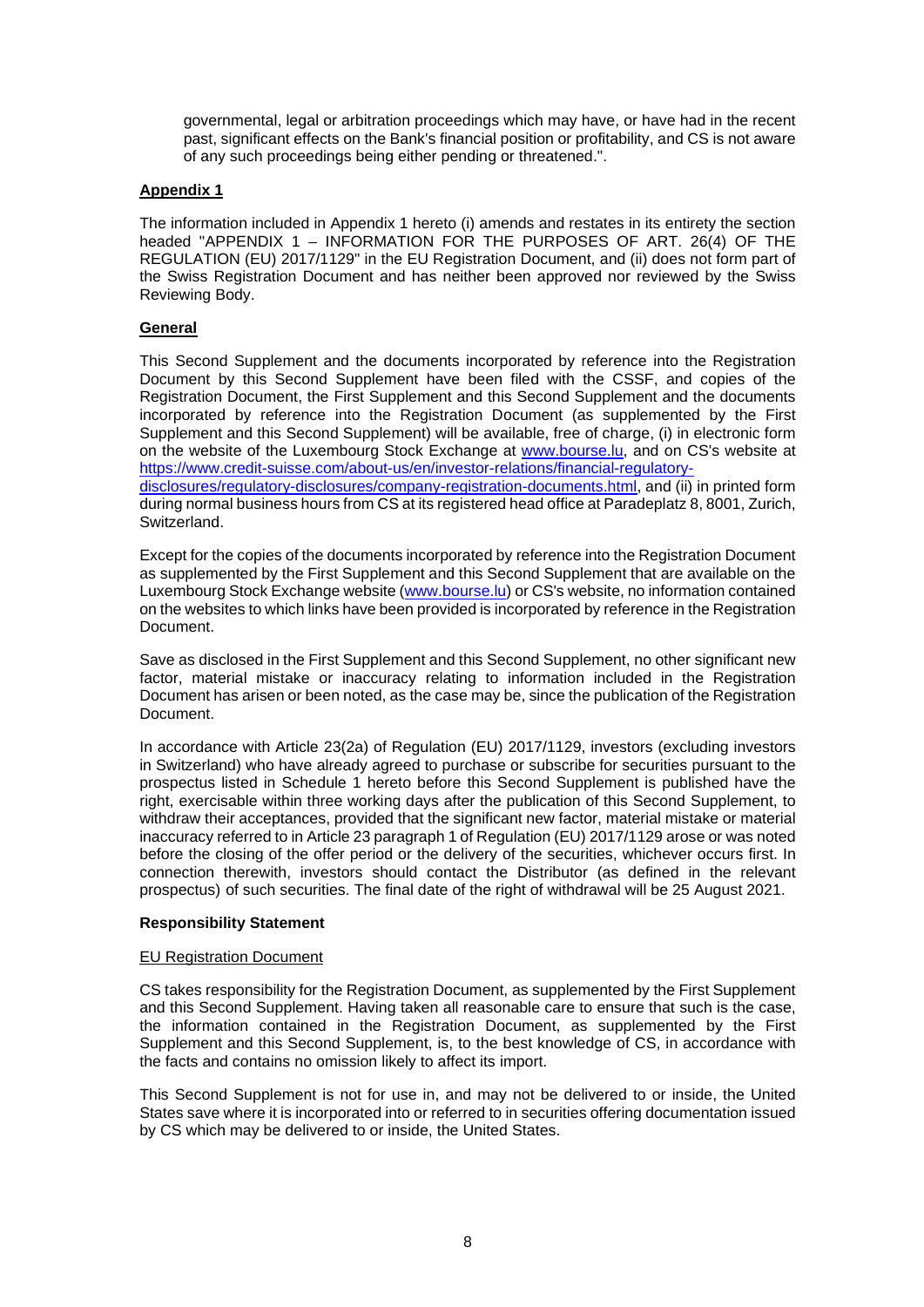governmental, legal or arbitration proceedings which may have, or have had in the recent past, significant effects on the Bank's financial position or profitability, and CS is not aware of any such proceedings being either pending or threatened.".

**Appendix 1**

The information included in Appendix 1 hereto (i) amends and restates in its entirety the section headed "APPENDIX 1 – INFORMATION FOR THE PURPOSES OF ART. 26(4) OF THE REGULATION (EU) 2017/1129" in the EU Registration Document, and (ii) does not form part of the Swiss Registration Document and has neither been approved nor reviewed by the Swiss Reviewing Body.

**General**

This Second Supplement and the documents incorporated by reference into the Registration Document by this Second Supplement have been filed with the CSSF, and copies of the Registration Document, the First Supplement and this Second Supplement and the documents incorporated by reference into the Registration Document (as supplemented by the First Supplement and this Second Supplement) will be available, free of charge, (i) in electronic form on the website of the Luxembourg Stock Exchange at www.bourse.lu, and on CS's website at https://www.credit-suisse.com/about-us/en/investor-relations/financial-regulatory-disclosures/regulatory-disclosures/company-registration-documents.html, and (ii) in printed form during normal business hours from CS at its registered head office at Paradeplatz 8, 8001, Zurich, Switzerland.

Except for the copies of the documents incorporated by reference into the Registration Document as supplemented by the First Supplement and this Second Supplement that are available on the Luxembourg Stock Exchange website (www.bourse.lu) or CS's website, no information contained on the websites to which links have been provided is incorporated by reference in the Registration Document.

Save as disclosed in the First Supplement and this Second Supplement, no other significant new factor, material mistake or inaccuracy relating to information included in the Registration Document has arisen or been noted, as the case may be, since the publication of the Registration Document.

In accordance with Article 23(2a) of Regulation (EU) 2017/1129, investors (excluding investors in Switzerland) who have already agreed to purchase or subscribe for securities pursuant to the prospectus listed in Schedule 1 hereto before this Second Supplement is published have the right, exercisable within three working days after the publication of this Second Supplement, to withdraw their acceptances, provided that the significant new factor, material mistake or material inaccuracy referred to in Article 23 paragraph 1 of Regulation (EU) 2017/1129 arose or was noted before the closing of the offer period or the delivery of the securities, whichever occurs first. In connection therewith, investors should contact the Distributor (as defined in the relevant prospectus) of such securities. The final date of the right of withdrawal will be 25 August 2021.

**Responsibility Statement**

EU Registration Document

CS takes responsibility for the Registration Document, as supplemented by the First Supplement and this Second Supplement. Having taken all reasonable care to ensure that such is the case, the information contained in the Registration Document, as supplemented by the First Supplement and this Second Supplement, is, to the best knowledge of CS, in accordance with the facts and contains no omission likely to affect its import.

This Second Supplement is not for use in, and may not be delivered to or inside, the United States save where it is incorporated into or referred to in securities offering documentation issued by CS which may be delivered to or inside, the United States.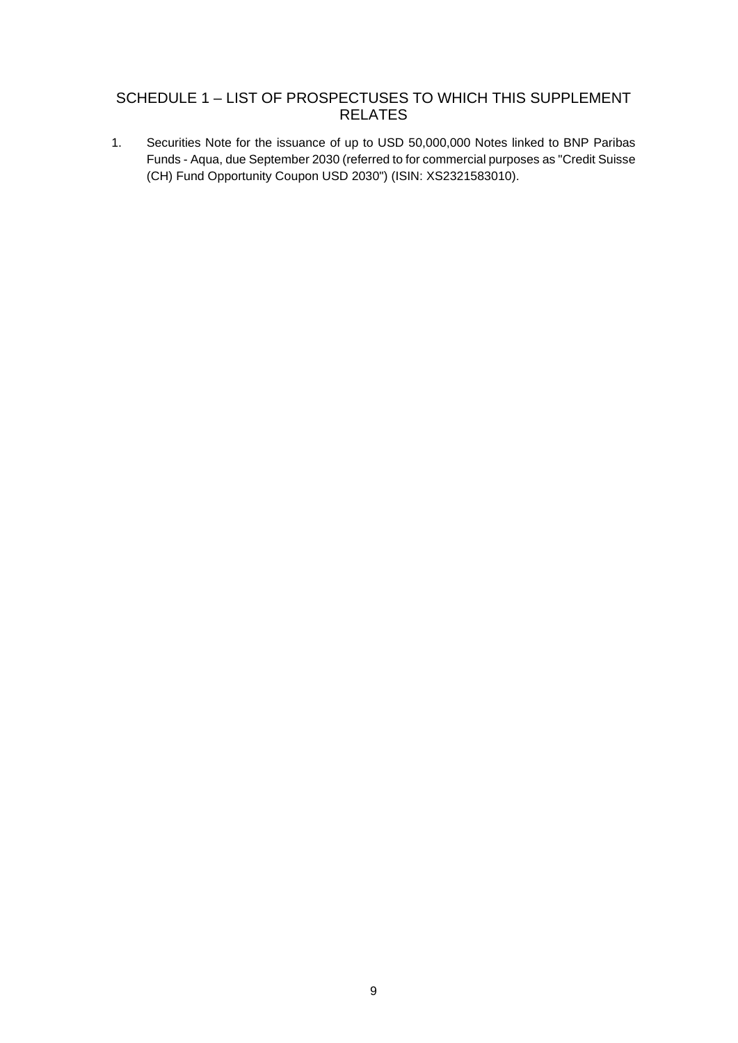## SCHEDULE 1 – LIST OF PROSPECTUSES TO WHICH THIS SUPPLEMENT RELATES

1. Securities Note for the issuance of up to USD 50,000,000 Notes linked to BNP Paribas Funds - Aqua, due September 2030 (referred to for commercial purposes as "Credit Suisse (CH) Fund Opportunity Coupon USD 2030") (ISIN: XS2321583010).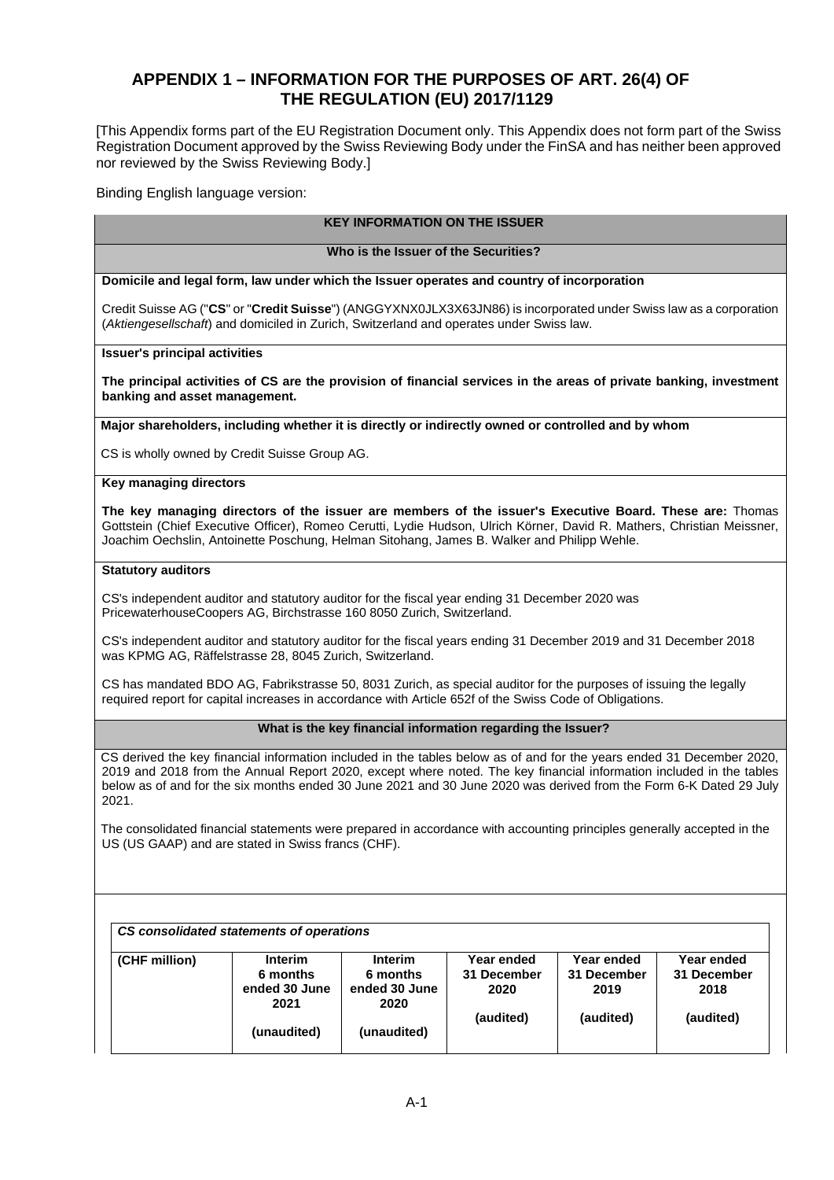## APPENDIX 1 – INFORMATION FOR THE PURPOSES OF ART. 26(4) OF THE REGULATION (EU) 2017/1129

[This Appendix forms part of the EU Registration Document only. This Appendix does not form part of the Swiss Registration Document approved by the Swiss Reviewing Body under the FinSA and has neither been approved nor reviewed by the Swiss Reviewing Body.]

Binding English language version:

### KEY INFORMATION ON THE ISSUER

#### Who is the Issuer of the Securities?

**Domicile and legal form, law under which the Issuer operates and country of incorporation**

Credit Suisse AG ("**CS**" or "**Credit Suisse**") (ANGGYXNX0JLX3X63JN86) is incorporated under Swiss law as a corporation (*Aktiengesellschaft*) and domiciled in Zurich, Switzerland and operates under Swiss law.

**Issuer's principal activities**

**The principal activities of CS are the provision of financial services in the areas of private banking, investment banking and asset management.**

**Major shareholders, including whether it is directly or indirectly owned or controlled and by whom**

CS is wholly owned by Credit Suisse Group AG.

**Key managing directors**

**The key managing directors of the issuer are members of the issuer's Executive Board. These are:** Thomas Gottstein (Chief Executive Officer), Romeo Cerutti, Lydie Hudson, Ulrich Körner, David R. Mathers, Christian Meissner, Joachim Oechslin, Antoinette Poschung, Helman Sitohang, James B. Walker and Philipp Wehle.

**Statutory auditors**

CS's independent auditor and statutory auditor for the fiscal year ending 31 December 2020 was PricewaterhouseCoopers AG, Birchstrasse 160 8050 Zurich, Switzerland.

CS's independent auditor and statutory auditor for the fiscal years ending 31 December 2019 and 31 December 2018 was KPMG AG, Räffelstrasse 28, 8045 Zurich, Switzerland.

CS has mandated BDO AG, Fabrikstrasse 50, 8031 Zurich, as special auditor for the purposes of issuing the legally required report for capital increases in accordance with Article 652f of the Swiss Code of Obligations.

#### What is the key financial information regarding the Issuer?

CS derived the key financial information included in the tables below as of and for the years ended 31 December 2020, 2019 and 2018 from the Annual Report 2020, except where noted. The key financial information included in the tables below as of and for the six months ended 30 June 2021 and 30 June 2020 was derived from the Form 6-K Dated 29 July 2021.

The consolidated financial statements were prepared in accordance with accounting principles generally accepted in the US (US GAAP) and are stated in Swiss francs (CHF).

***CS consolidated statements of operations***

| (CHF million) | Interim 6 months ended 30 June 2021 (unaudited) | Interim 6 months ended 30 June 2020 (unaudited) | Year ended 31 December 2020 (audited) | Year ended 31 December 2019 (audited) | Year ended 31 December 2018 (audited) |
|---|---|---|---|---|---|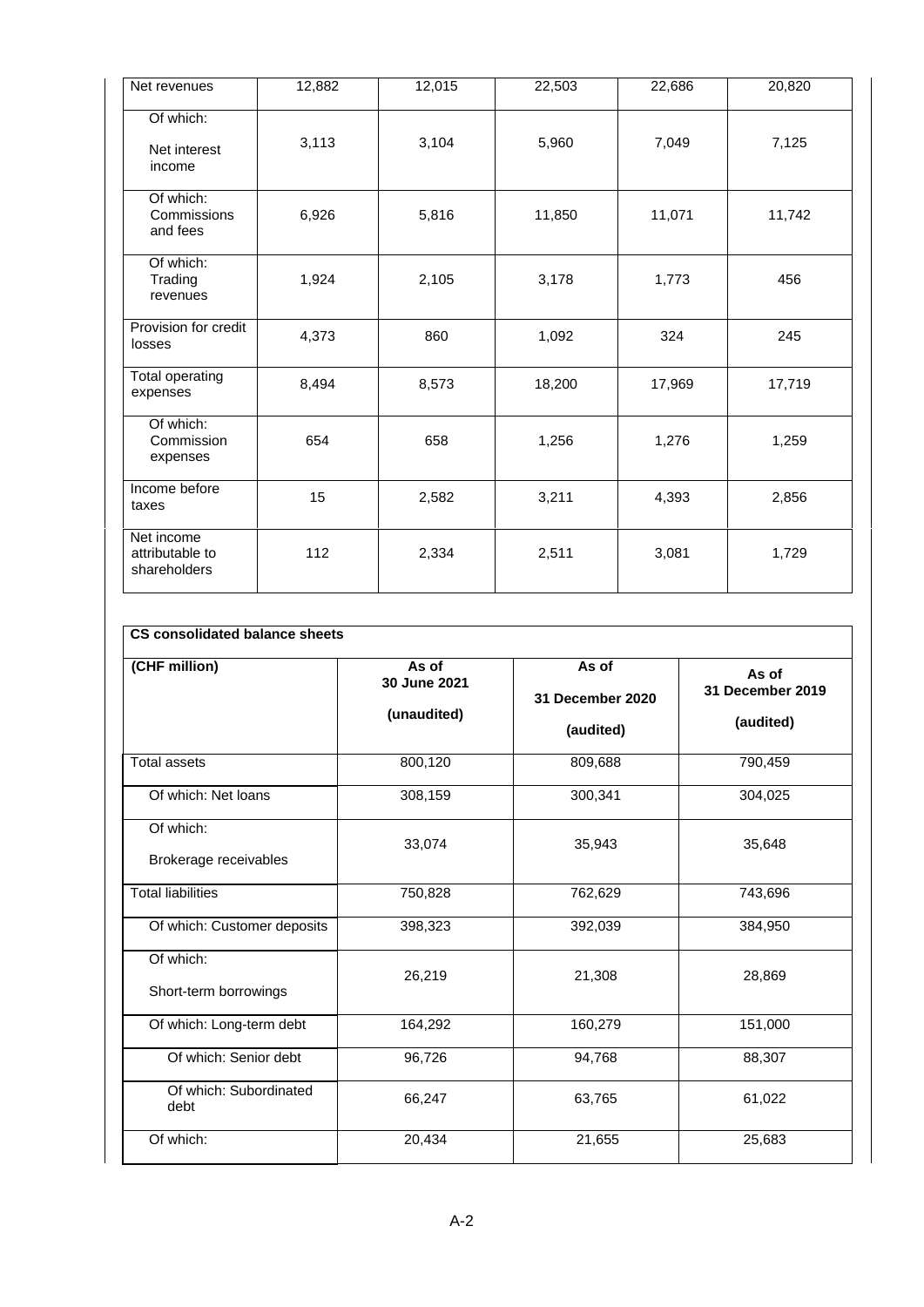| Net revenues | 12,882 | 12,015 | 22,503 | 22,686 | 20,820 |
|---|---|---|---|---|---|
| Of which: Net interest income | 3,113 | 3,104 | 5,960 | 7,049 | 7,125 |
| Of which: Commissions and fees | 6,926 | 5,816 | 11,850 | 11,071 | 11,742 |
| Of which: Trading revenues | 1,924 | 2,105 | 3,178 | 1,773 | 456 |
| Provision for credit losses | 4,373 | 860 | 1,092 | 324 | 245 |
| Total operating expenses | 8,494 | 8,573 | 18,200 | 17,969 | 17,719 |
| Of which: Commission expenses | 654 | 658 | 1,256 | 1,276 | 1,259 |
| Income before taxes | 15 | 2,582 | 3,211 | 4,393 | 2,856 |
| Net income attributable to shareholders | 112 | 2,334 | 2,511 | 3,081 | 1,729 |

| **CS consolidated balance sheets** | | | |
|---|---|---|---|
| **(CHF million)** | **As of 30 June 2021 (unaudited)** | **As of 31 December 2020 (audited)** | **As of 31 December 2019 (audited)** |
| Total assets | 800,120 | 809,688 | 790,459 |
| Of which: Net loans | 308,159 | 300,341 | 304,025 |
| Of which: Brokerage receivables | 33,074 | 35,943 | 35,648 |
| Total liabilities | 750,828 | 762,629 | 743,696 |
| Of which: Customer deposits | 398,323 | 392,039 | 384,950 |
| Of which: Short-term borrowings | 26,219 | 21,308 | 28,869 |
| Of which: Long-term debt | 164,292 | 160,279 | 151,000 |
| Of which: Senior debt | 96,726 | 94,768 | 88,307 |
| Of which: Subordinated debt | 66,247 | 63,765 | 61,022 |
| Of which: | 20,434 | 21,655 | 25,683 |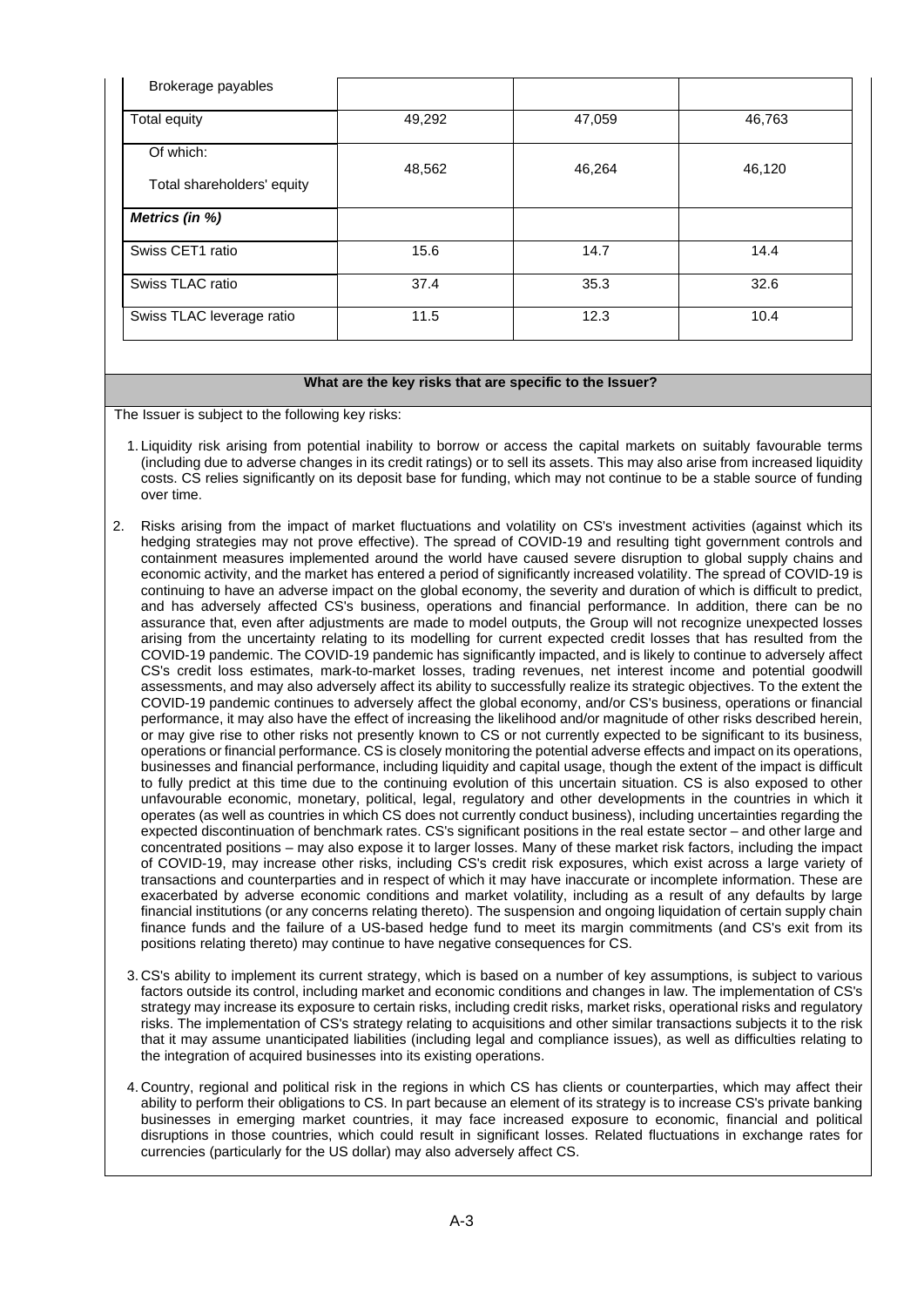| Brokerage payables | | | |
|---|---|---|---|
| Total equity | 49,292 | 47,059 | 46,763 |
| Of which:<br>Total shareholders' equity | 48,562 | 46,264 | 46,120 |
| ***Metrics (in %)*** | | | |
| Swiss CET1 ratio | 15.6 | 14.7 | 14.4 |
| Swiss TLAC ratio | 37.4 | 35.3 | 32.6 |
| Swiss TLAC leverage ratio | 11.5 | 12.3 | 10.4 |

**What are the key risks that are specific to the Issuer?**

The Issuer is subject to the following key risks:

1. Liquidity risk arising from potential inability to borrow or access the capital markets on suitably favourable terms (including due to adverse changes in its credit ratings) or to sell its assets. This may also arise from increased liquidity costs. CS relies significantly on its deposit base for funding, which may not continue to be a stable source of funding over time.

2. Risks arising from the impact of market fluctuations and volatility on CS's investment activities (against which its hedging strategies may not prove effective). The spread of COVID-19 and resulting tight government controls and containment measures implemented around the world have caused severe disruption to global supply chains and economic activity, and the market has entered a period of significantly increased volatility. The spread of COVID-19 is continuing to have an adverse impact on the global economy, the severity and duration of which is difficult to predict, and has adversely affected CS's business, operations and financial performance. In addition, there can be no assurance that, even after adjustments are made to model outputs, the Group will not recognize unexpected losses arising from the uncertainty relating to its modelling for current expected credit losses that has resulted from the COVID-19 pandemic. The COVID-19 pandemic has significantly impacted, and is likely to continue to adversely affect CS's credit loss estimates, mark-to-market losses, trading revenues, net interest income and potential goodwill assessments, and may also adversely affect its ability to successfully realize its strategic objectives. To the extent the COVID-19 pandemic continues to adversely affect the global economy, and/or CS's business, operations or financial performance, it may also have the effect of increasing the likelihood and/or magnitude of other risks described herein, or may give rise to other risks not presently known to CS or not currently expected to be significant to its business, operations or financial performance. CS is closely monitoring the potential adverse effects and impact on its operations, businesses and financial performance, including liquidity and capital usage, though the extent of the impact is difficult to fully predict at this time due to the continuing evolution of this uncertain situation. CS is also exposed to other unfavourable economic, monetary, political, legal, regulatory and other developments in the countries in which it operates (as well as countries in which CS does not currently conduct business), including uncertainties regarding the expected discontinuation of benchmark rates. CS's significant positions in the real estate sector – and other large and concentrated positions – may also expose it to larger losses. Many of these market risk factors, including the impact of COVID-19, may increase other risks, including CS's credit risk exposures, which exist across a large variety of transactions and counterparties and in respect of which it may have inaccurate or incomplete information. These are exacerbated by adverse economic conditions and market volatility, including as a result of any defaults by large financial institutions (or any concerns relating thereto). The suspension and ongoing liquidation of certain supply chain finance funds and the failure of a US-based hedge fund to meet its margin commitments (and CS's exit from its positions relating thereto) may continue to have negative consequences for CS.

3. CS's ability to implement its current strategy, which is based on a number of key assumptions, is subject to various factors outside its control, including market and economic conditions and changes in law. The implementation of CS's strategy may increase its exposure to certain risks, including credit risks, market risks, operational risks and regulatory risks. The implementation of CS's strategy relating to acquisitions and other similar transactions subjects it to the risk that it may assume unanticipated liabilities (including legal and compliance issues), as well as difficulties relating to the integration of acquired businesses into its existing operations.

4. Country, regional and political risk in the regions in which CS has clients or counterparties, which may affect their ability to perform their obligations to CS. In part because an element of its strategy is to increase CS's private banking businesses in emerging market countries, it may face increased exposure to economic, financial and political disruptions in those countries, which could result in significant losses. Related fluctuations in exchange rates for currencies (particularly for the US dollar) may also adversely affect CS.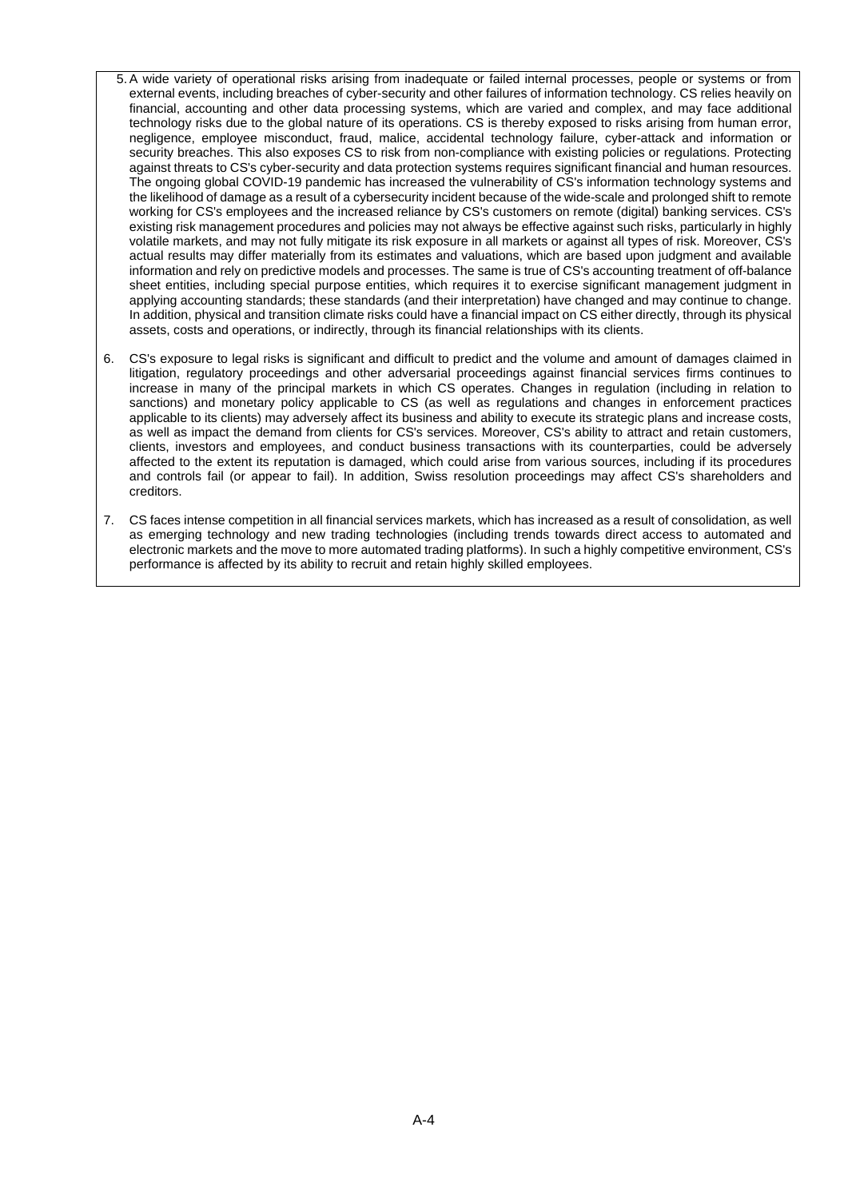5. A wide variety of operational risks arising from inadequate or failed internal processes, people or systems or from external events, including breaches of cyber-security and other failures of information technology. CS relies heavily on financial, accounting and other data processing systems, which are varied and complex, and may face additional technology risks due to the global nature of its operations. CS is thereby exposed to risks arising from human error, negligence, employee misconduct, fraud, malice, accidental technology failure, cyber-attack and information or security breaches. This also exposes CS to risk from non-compliance with existing policies or regulations. Protecting against threats to CS's cyber-security and data protection systems requires significant financial and human resources. The ongoing global COVID-19 pandemic has increased the vulnerability of CS's information technology systems and the likelihood of damage as a result of a cybersecurity incident because of the wide-scale and prolonged shift to remote working for CS's employees and the increased reliance by CS's customers on remote (digital) banking services. CS's existing risk management procedures and policies may not always be effective against such risks, particularly in highly volatile markets, and may not fully mitigate its risk exposure in all markets or against all types of risk. Moreover, CS's actual results may differ materially from its estimates and valuations, which are based upon judgment and available information and rely on predictive models and processes. The same is true of CS's accounting treatment of off-balance sheet entities, including special purpose entities, which requires it to exercise significant management judgment in applying accounting standards; these standards (and their interpretation) have changed and may continue to change. In addition, physical and transition climate risks could have a financial impact on CS either directly, through its physical assets, costs and operations, or indirectly, through its financial relationships with its clients.

6. CS's exposure to legal risks is significant and difficult to predict and the volume and amount of damages claimed in litigation, regulatory proceedings and other adversarial proceedings against financial services firms continues to increase in many of the principal markets in which CS operates. Changes in regulation (including in relation to sanctions) and monetary policy applicable to CS (as well as regulations and changes in enforcement practices applicable to its clients) may adversely affect its business and ability to execute its strategic plans and increase costs, as well as impact the demand from clients for CS's services. Moreover, CS's ability to attract and retain customers, clients, investors and employees, and conduct business transactions with its counterparties, could be adversely affected to the extent its reputation is damaged, which could arise from various sources, including if its procedures and controls fail (or appear to fail). In addition, Swiss resolution proceedings may affect CS's shareholders and creditors.

7. CS faces intense competition in all financial services markets, which has increased as a result of consolidation, as well as emerging technology and new trading technologies (including trends towards direct access to automated and electronic markets and the move to more automated trading platforms). In such a highly competitive environment, CS's performance is affected by its ability to recruit and retain highly skilled employees.